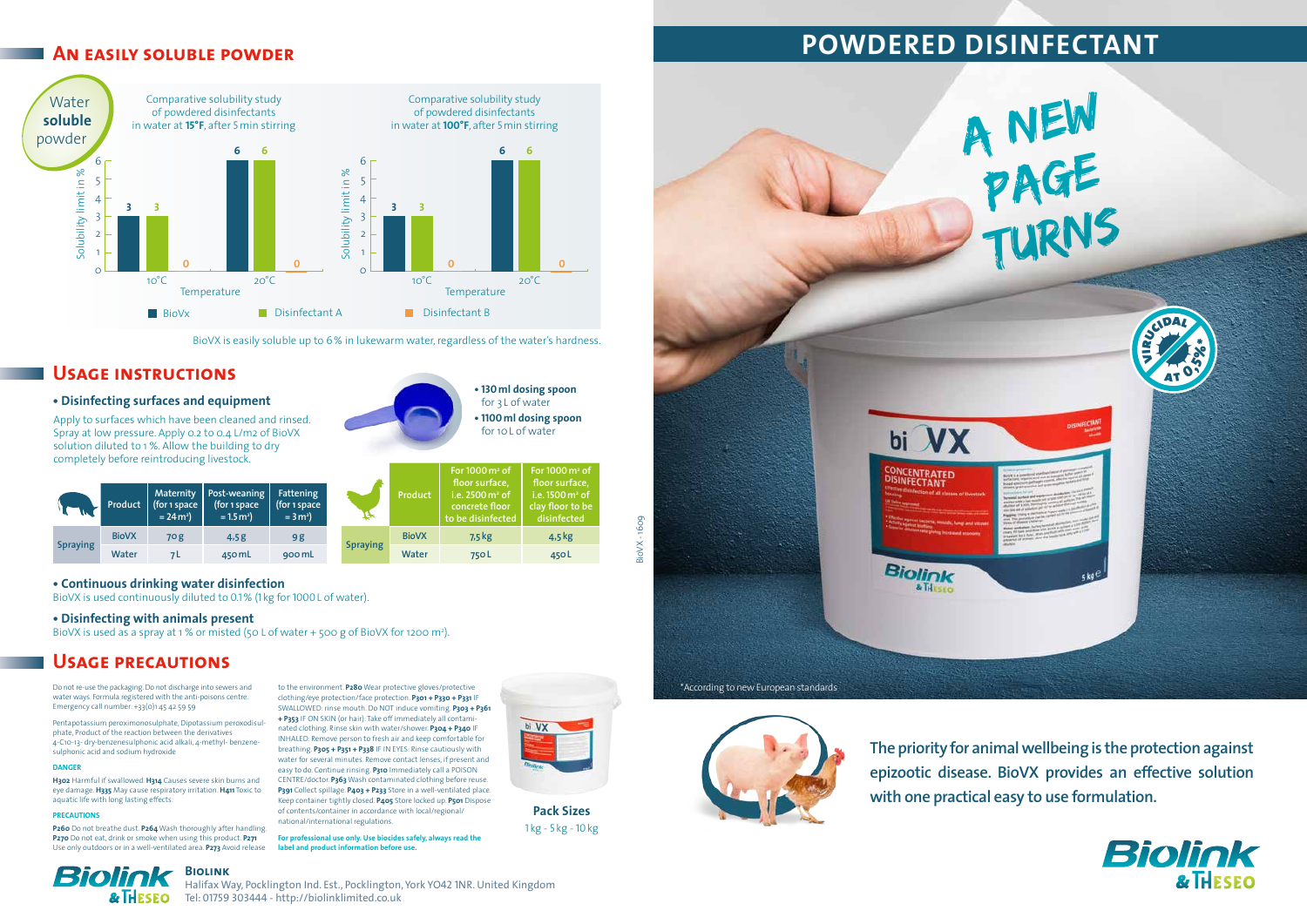## An easily soluble powder

**Water soluble powder**

Comparative solubility study of powdered disinfectants in water at **15°F**, after 5 min stirring

| Temperature | BioVx | Disinfectant A | Disinfectant B |
|---|---|---|---|
| 10°C | 3 | 3 | 0 |
| 20°C | 6 | 6 | 0 |

Comparative solubility study of powdered disinfectants in water at **100°F**, after 5 min stirring

| Temperature | BioVx | Disinfectant A | Disinfectant B |
|---|---|---|---|
| 10°C | 3 | 3 | 0 |
| 20°C | 6 | 6 | 0 |

Solubility limit in %

BioVX is easily soluble up to 6% in lukewarm water, regardless of the water's hardness.

## Usage instructions

- **Disinfecting surfaces and equipment**

Apply to surfaces which have been cleaned and rinsed. Spray at low pressure. Apply 0.2 to 0.4 L/m2 of BioVX solution diluted to 1%. Allow the building to dry completely before reintroducing livestock.

- **130 ml dosing spoon** for 3 L of water
- **1100 ml dosing spoon** for 10 L of water

| | Product | Maternity (for 1 space = 24 m²) | Post-weaning (for 1 space = 1.5 m²) | Fattening (for 1 space = 3 m²) |
|---|---|---|---|---|
| Spraying | BioVX | 70 g | 4.5 g | 9 g |
| | Water | 7 L | 450 mL | 900 mL |

| | Product | For 1000 m² of floor surface, i.e. 2500 m² of concrete floor to be disinfected | For 1000 m² of floor surface, i.e. 1500 m² of clay floor to be disinfected |
|---|---|---|---|
| Spraying | BioVX | 7.5 kg | 4.5 kg |
| | Water | 750 L | 450 L |

- **Continuous drinking water disinfection**

BioVX is used continuously diluted to 0.1% (1 kg for 1000 L of water).

- **Disinfecting with animals present**

BioVX is used as a spray at 1% or misted (50 L of water + 500 g of BioVX for 1200 m²).

## Usage precautions

Do not re-use the packaging. Do not discharge into sewers and water ways. Formula registered with the anti-poisons centre. Emergency call number: +33(0)1 45 42 59 59

Pentapotassium peroxomonosulphate, Dipotassium peroxodisulphate, Product of the reaction between the derivatives 4-C10-13-dry-benzenesulphonic acid alkali, 4-methyl- benzene-sulphonic acid and sodium hydroxide

**DANGER**

**H302** Harmful if swallowed. **H314** Causes severe skin burns and eye damage. **H335** May cause respiratory irritation. **H411** Toxic to aquatic life with long lasting effects.

**PRECAUTIONS**

**P260** Do not breathe dust. **P264** Wash thoroughly after handling. **P270** Do not eat, drink or smoke when using this product. **P271** Use only outdoors or in a well-ventilated area. **P273** Avoid release to the environment. **P280** Wear protective gloves/protective clothing/eye protection/face protection. **P301 + P330 + P331** IF SWALLOWED: rinse mouth. Do NOT induce vomiting. **P303 + P361 + P353** IF ON SKIN (or hair): Take off immediately all contaminated clothing. Rinse skin with water/shower. **P304 + P340** IF INHALED: Remove person to fresh air and keep comfortable for breathing. **P305 + P351 + P338** IF IN EYES: Rinse cautiously with water for several minutes. Remove contact lenses, if present and easy to do. Continue rinsing. **P310** Immediately call a POISON CENTRE/doctor. **P363** Wash contaminated clothing before reuse. **P391** Collect spillage. **P403 + P233** Store in a well-ventilated place. Keep container tightly closed. **P405** Store locked up. **P501** Dispose of contents/container in accordance with local/regional/national/international regulations.

**For professional use only. Use biocides safely, always read the label and product information before use.**

**Pack Sizes**

1 kg - 5 kg - 10 kg

BioVX - 1609

**Biolink**

Halifax Way, Pocklington Ind. Est., Pocklington, York YO42 1NR. United Kingdom
Tel: 01759 303444 - http://biolinklimited.co.uk

# POWDERED DISINFECTANT

A NEW PAGE TURNS

VIRUCIDAL AT 0.5%*

*According to new European standards

**The priority for animal wellbeing is the protection against epizootic disease. BioVX provides an effective solution with one practical easy to use formulation.**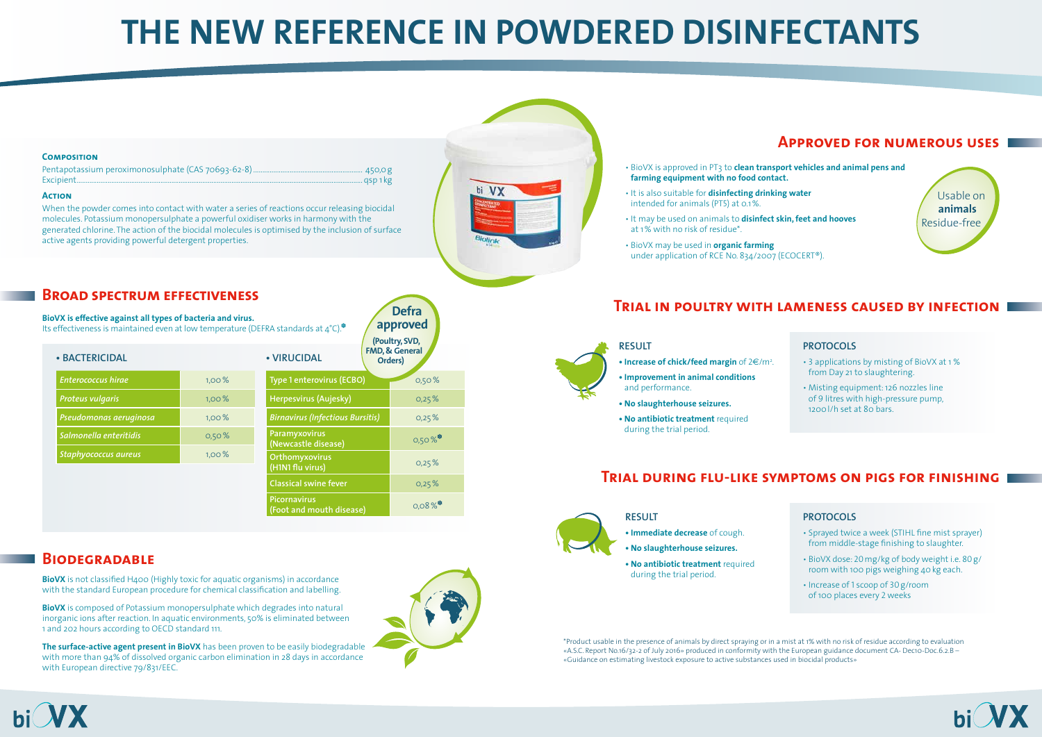# THE NEW REFERENCE IN POWDERED DISINFECTANTS

### Composition

Pentapotassium peroxymonosulphate (CAS 70693-62-8) ............ 450,0 g
Excipient ............ qsp 1 kg

### Action

When the powder comes into contact with water a series of reactions occur releasing biocidal molecules. Potassium monopersulphate a powerful oxidiser works in harmony with the generated chlorine. The action of the biocidal molecules is optimised by the inclusion of surface active agents providing powerful detergent properties.

## Broad spectrum effectiveness

**BioVX is effective against all types of bacteria and virus.**
Its effectiveness is maintained even at low temperature (DEFRA standards at 4°C).*

**Defra approved** (Poultry, SVD, FMD, & General Orders)

| • BACTERICIDAL | |
|---|---|
| *Enterococcus hirae* | 1,00 % |
| *Proteus vulgaris* | 1,00 % |
| *Pseudomonas aeruginosa* | 1,00 % |
| *Salmonella enteritidis* | 0,50 % |
| *Staphyococcus aureus* | 1,00 % |

| • VIRUCIDAL | |
|---|---|
| Type 1 enterovirus (ECBO) | 0,50 % |
| Herpesvirus (Aujesky) | 0,25 % |
| *Birnavirus (Infectious Bursitis)* | 0,25 % |
| Paramyxovirus (Newcastle disease) | 0,50 %* |
| Orthomyxovirus (H1N1 flu virus) | 0,25 % |
| Classical swine fever | 0,25 % |
| Picornavirus (Foot and mouth disease) | 0,08 %* |

## Biodegradable

**BioVX** is not classified H400 (Highly toxic for aquatic organisms) in accordance with the standard European procedure for chemical classification and labelling.

**BioVX** is composed of Potassium monopersulphate which degrades into natural inorganic ions after reaction. In aquatic environments, 50% is eliminated between 1 and 202 hours according to OECD standard 111.

**The surface-active agent present in BioVX** has been proven to be easily biodegradable with more than 94% of dissolved organic carbon elimination in 28 days in accordance with European directive 79/831/EEC.

## Approved for numerous uses

- BioVX is approved in PT3 to **clean transport vehicles and animal pens and farming equipment with no food contact.**
- It is also suitable for **disinfecting drinking water** intended for animals (PT5) at 0.1%.
- It may be used on animals to **disinfect skin, feet and hooves** at 1% with no risk of residue*.
- BioVX may be used in **organic farming** under application of RCE No. 834/2007 (ECOCERT®).

Usable on **animals** Residue-free

## Trial in poultry with lameness caused by infection

### RESULT

- **Increase of chick/feed margin** of 2€/m².
- **Improvement in animal conditions** and performance.
- **No slaughterhouse seizures.**
- **No antibiotic treatment** required during the trial period.

### PROTOCOLS

- 3 applications by misting of BioVX at 1 % from Day 21 to slaughtering.
- Misting equipment: 126 nozzles line of 9 litres with high-pressure pump, 1200 l/h set at 80 bars.

## Trial during flu-like symptoms on pigs for finishing

### RESULT

- **Immediate decrease** of cough.
- **No slaughterhouse seizures.**
- **No antibiotic treatment** required during the trial period.

### PROTOCOLS

- Sprayed twice a week (STIHL fine mist sprayer) from middle-stage finishing to slaughter.
- BioVX dose: 20 mg/kg of body weight i.e. 80 g/room with 100 pigs weighing 40 kg each.
- Increase of 1 scoop of 30 g/room of 100 places every 2 weeks

*Product usable in the presence of animals by direct spraying or in a mist at 1% with no risk of residue according to evaluation «A.S.C. Report No.16/32-2 of July 2016» produced in conformity with the European guidance document CA- Dec10-Doc.6.2.B – «Guidance on estimating livestock exposure to active substances used in biocidal products»